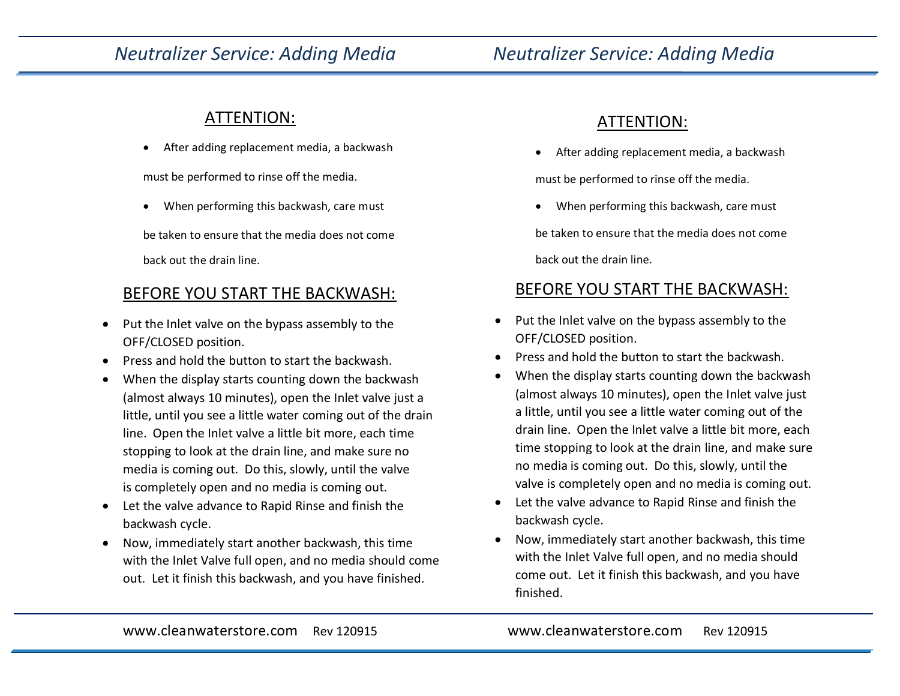# Neutralizer Service: Adding Media

## ATTENTION:

- After adding replacement media, a backwash must be performed to rinse off the media.
- When performing this backwash, care must be taken to ensure that the media does not come back out the drain line.

## BEFORE YOU START THE BACKWASH:

- Put the Inlet valve on the bypass assembly to the OFF/CLOSED position.
- Press and hold the button to start the backwash.
- When the display starts counting down the backwash (almost always 10 minutes), open the Inlet valve just a little, until you see a little water coming out of the drain line. Open the Inlet valve a little bit more, each time stopping to look at the drain line, and make sure no media is coming out. Do this, slowly, until the valve is completely open and no media is coming out.
- Let the valve advance to Rapid Rinse and finish the backwash cycle.
- Now, immediately start another backwash, this time with the Inlet Valve full open, and no media should come out. Let it finish this backwash, and you have finished.

# Neutralizer Service: Adding Media

## ATTENTION:

- After adding replacement media, a backwash must be performed to rinse off the media.
- When performing this backwash, care must be taken to ensure that the media does not come back out the drain line.

## BEFORE YOU START THE BACKWASH:

- Put the Inlet valve on the bypass assembly to the OFF/CLOSED position.
- Press and hold the button to start the backwash.
- When the display starts counting down the backwash (almost always 10 minutes), open the Inlet valve just a little, until you see a little water coming out of the drain line. Open the Inlet valve a little bit more, each time stopping to look at the drain line, and make sure no media is coming out. Do this, slowly, until the valve is completely open and no media is coming out.
- Let the valve advance to Rapid Rinse and finish the backwash cycle.
- Now, immediately start another backwash, this time with the Inlet Valve full open, and no media should come out. Let it finish this backwash, and you have finished.